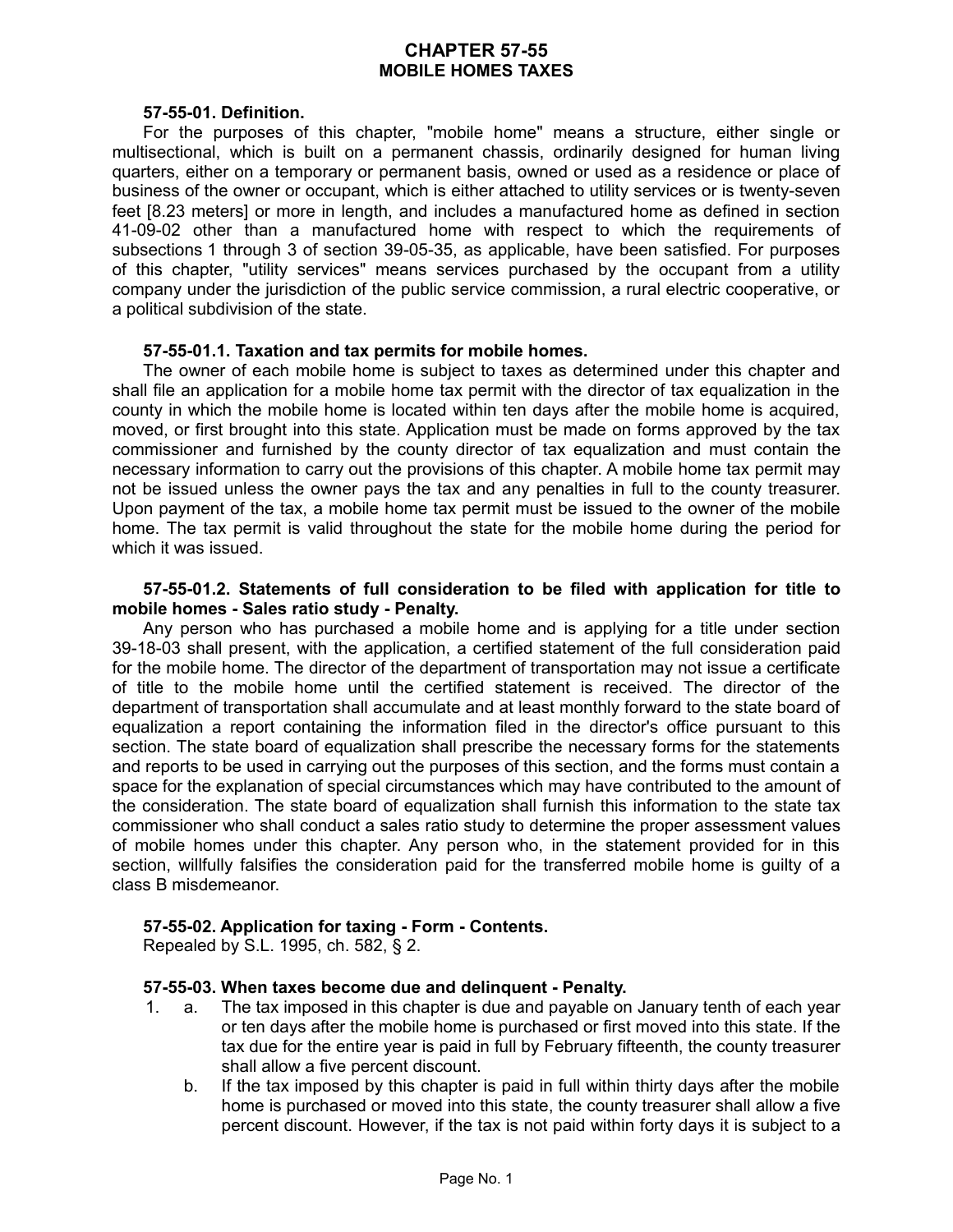# CHAPTER 57-55
## MOBILE HOMES TAXES

**57-55-01. Definition.**

For the purposes of this chapter, "mobile home" means a structure, either single or multisectional, which is built on a permanent chassis, ordinarily designed for human living quarters, either on a temporary or permanent basis, owned or used as a residence or place of business of the owner or occupant, which is either attached to utility services or is twenty-seven feet [8.23 meters] or more in length, and includes a manufactured home as defined in section 41-09-02 other than a manufactured home with respect to which the requirements of subsections 1 through 3 of section 39-05-35, as applicable, have been satisfied. For purposes of this chapter, "utility services" means services purchased by the occupant from a utility company under the jurisdiction of the public service commission, a rural electric cooperative, or a political subdivision of the state.

**57-55-01.1. Taxation and tax permits for mobile homes.**

The owner of each mobile home is subject to taxes as determined under this chapter and shall file an application for a mobile home tax permit with the director of tax equalization in the county in which the mobile home is located within ten days after the mobile home is acquired, moved, or first brought into this state. Application must be made on forms approved by the tax commissioner and furnished by the county director of tax equalization and must contain the necessary information to carry out the provisions of this chapter. A mobile home tax permit may not be issued unless the owner pays the tax and any penalties in full to the county treasurer. Upon payment of the tax, a mobile home tax permit must be issued to the owner of the mobile home. The tax permit is valid throughout the state for the mobile home during the period for which it was issued.

**57-55-01.2. Statements of full consideration to be filed with application for title to mobile homes - Sales ratio study - Penalty.**

Any person who has purchased a mobile home and is applying for a title under section 39-18-03 shall present, with the application, a certified statement of the full consideration paid for the mobile home. The director of the department of transportation may not issue a certificate of title to the mobile home until the certified statement is received. The director of the department of transportation shall accumulate and at least monthly forward to the state board of equalization a report containing the information filed in the director's office pursuant to this section. The state board of equalization shall prescribe the necessary forms for the statements and reports to be used in carrying out the purposes of this section, and the forms must contain a space for the explanation of special circumstances which may have contributed to the amount of the consideration. The state board of equalization shall furnish this information to the state tax commissioner who shall conduct a sales ratio study to determine the proper assessment values of mobile homes under this chapter. Any person who, in the statement provided for in this section, willfully falsifies the consideration paid for the transferred mobile home is guilty of a class B misdemeanor.

**57-55-02. Application for taxing - Form - Contents.**

Repealed by S.L. 1995, ch. 582, § 2.

**57-55-03. When taxes become due and delinquent - Penalty.**

1. a. The tax imposed in this chapter is due and payable on January tenth of each year or ten days after the mobile home is purchased or first moved into this state. If the tax due for the entire year is paid in full by February fifteenth, the county treasurer shall allow a five percent discount.

   b. If the tax imposed by this chapter is paid in full within thirty days after the mobile home is purchased or moved into this state, the county treasurer shall allow a five percent discount. However, if the tax is not paid within forty days it is subject to a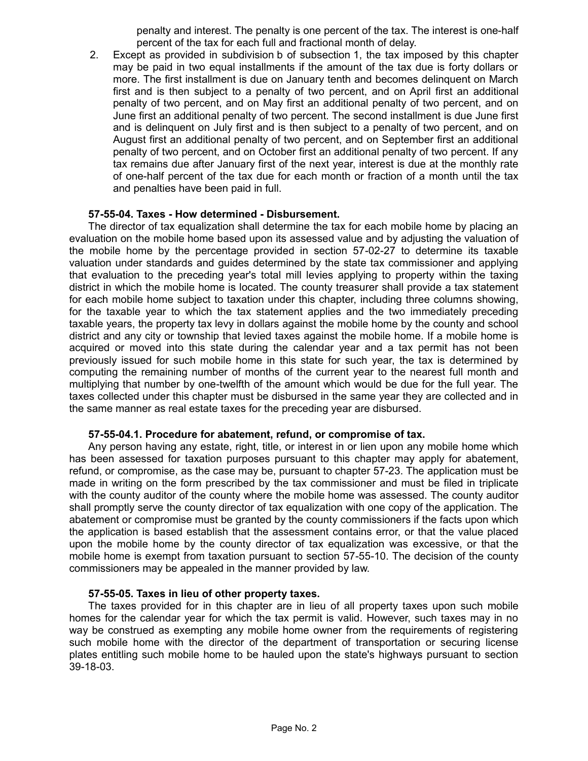penalty and interest. The penalty is one percent of the tax. The interest is one-half percent of the tax for each full and fractional month of delay.

2. Except as provided in subdivision b of subsection 1, the tax imposed by this chapter may be paid in two equal installments if the amount of the tax due is forty dollars or more. The first installment is due on January tenth and becomes delinquent on March first and is then subject to a penalty of two percent, and on April first an additional penalty of two percent, and on May first an additional penalty of two percent, and on June first an additional penalty of two percent. The second installment is due June first and is delinquent on July first and is then subject to a penalty of two percent, and on August first an additional penalty of two percent, and on September first an additional penalty of two percent, and on October first an additional penalty of two percent. If any tax remains due after January first of the next year, interest is due at the monthly rate of one-half percent of the tax due for each month or fraction of a month until the tax and penalties have been paid in full.

**57-55-04. Taxes - How determined - Disbursement.**

The director of tax equalization shall determine the tax for each mobile home by placing an evaluation on the mobile home based upon its assessed value and by adjusting the valuation of the mobile home by the percentage provided in section 57-02-27 to determine its taxable valuation under standards and guides determined by the state tax commissioner and applying that evaluation to the preceding year's total mill levies applying to property within the taxing district in which the mobile home is located. The county treasurer shall provide a tax statement for each mobile home subject to taxation under this chapter, including three columns showing, for the taxable year to which the tax statement applies and the two immediately preceding taxable years, the property tax levy in dollars against the mobile home by the county and school district and any city or township that levied taxes against the mobile home. If a mobile home is acquired or moved into this state during the calendar year and a tax permit has not been previously issued for such mobile home in this state for such year, the tax is determined by computing the remaining number of months of the current year to the nearest full month and multiplying that number by one-twelfth of the amount which would be due for the full year. The taxes collected under this chapter must be disbursed in the same year they are collected and in the same manner as real estate taxes for the preceding year are disbursed.

**57-55-04.1. Procedure for abatement, refund, or compromise of tax.**

Any person having any estate, right, title, or interest in or lien upon any mobile home which has been assessed for taxation purposes pursuant to this chapter may apply for abatement, refund, or compromise, as the case may be, pursuant to chapter 57-23. The application must be made in writing on the form prescribed by the tax commissioner and must be filed in triplicate with the county auditor of the county where the mobile home was assessed. The county auditor shall promptly serve the county director of tax equalization with one copy of the application. The abatement or compromise must be granted by the county commissioners if the facts upon which the application is based establish that the assessment contains error, or that the value placed upon the mobile home by the county director of tax equalization was excessive, or that the mobile home is exempt from taxation pursuant to section 57-55-10. The decision of the county commissioners may be appealed in the manner provided by law.

**57-55-05. Taxes in lieu of other property taxes.**

The taxes provided for in this chapter are in lieu of all property taxes upon such mobile homes for the calendar year for which the tax permit is valid. However, such taxes may in no way be construed as exempting any mobile home owner from the requirements of registering such mobile home with the director of the department of transportation or securing license plates entitling such mobile home to be hauled upon the state's highways pursuant to section 39-18-03.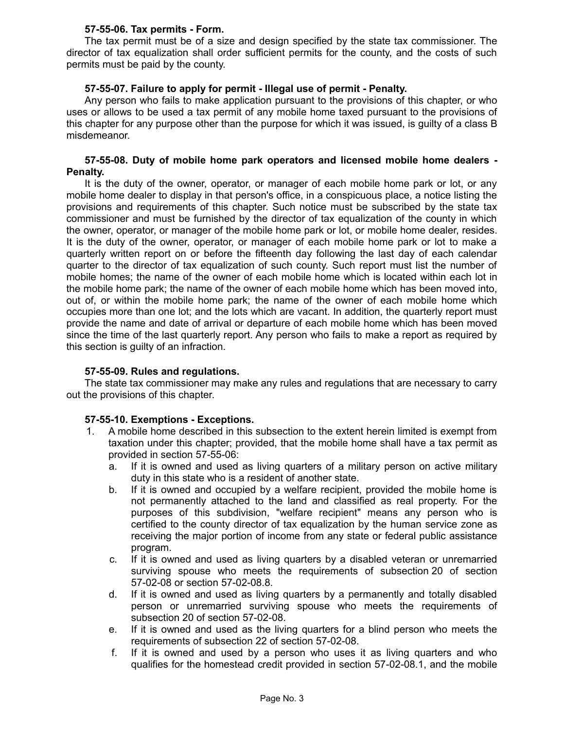**57-55-06. Tax permits - Form.**

The tax permit must be of a size and design specified by the state tax commissioner. The director of tax equalization shall order sufficient permits for the county, and the costs of such permits must be paid by the county.

**57-55-07. Failure to apply for permit - Illegal use of permit - Penalty.**

Any person who fails to make application pursuant to the provisions of this chapter, or who uses or allows to be used a tax permit of any mobile home taxed pursuant to the provisions of this chapter for any purpose other than the purpose for which it was issued, is guilty of a class B misdemeanor.

**57-55-08. Duty of mobile home park operators and licensed mobile home dealers - Penalty.**

It is the duty of the owner, operator, or manager of each mobile home park or lot, or any mobile home dealer to display in that person's office, in a conspicuous place, a notice listing the provisions and requirements of this chapter. Such notice must be subscribed by the state tax commissioner and must be furnished by the director of tax equalization of the county in which the owner, operator, or manager of the mobile home park or lot, or mobile home dealer, resides. It is the duty of the owner, operator, or manager of each mobile home park or lot to make a quarterly written report on or before the fifteenth day following the last day of each calendar quarter to the director of tax equalization of such county. Such report must list the number of mobile homes; the name of the owner of each mobile home which is located within each lot in the mobile home park; the name of the owner of each mobile home which has been moved into, out of, or within the mobile home park; the name of the owner of each mobile home which occupies more than one lot; and the lots which are vacant. In addition, the quarterly report must provide the name and date of arrival or departure of each mobile home which has been moved since the time of the last quarterly report. Any person who fails to make a report as required by this section is guilty of an infraction.

**57-55-09. Rules and regulations.**

The state tax commissioner may make any rules and regulations that are necessary to carry out the provisions of this chapter.

**57-55-10. Exemptions - Exceptions.**

1. A mobile home described in this subsection to the extent herein limited is exempt from taxation under this chapter; provided, that the mobile home shall have a tax permit as provided in section 57-55-06:
   a. If it is owned and used as living quarters of a military person on active military duty in this state who is a resident of another state.
   b. If it is owned and occupied by a welfare recipient, provided the mobile home is not permanently attached to the land and classified as real property. For the purposes of this subdivision, "welfare recipient" means any person who is certified to the county director of tax equalization by the human service zone as receiving the major portion of income from any state or federal public assistance program.
   c. If it is owned and used as living quarters by a disabled veteran or unremarried surviving spouse who meets the requirements of subsection 20 of section 57-02-08 or section 57-02-08.8.
   d. If it is owned and used as living quarters by a permanently and totally disabled person or unremarried surviving spouse who meets the requirements of subsection 20 of section 57-02-08.
   e. If it is owned and used as the living quarters for a blind person who meets the requirements of subsection 22 of section 57-02-08.
   f. If it is owned and used by a person who uses it as living quarters and who qualifies for the homestead credit provided in section 57-02-08.1, and the mobile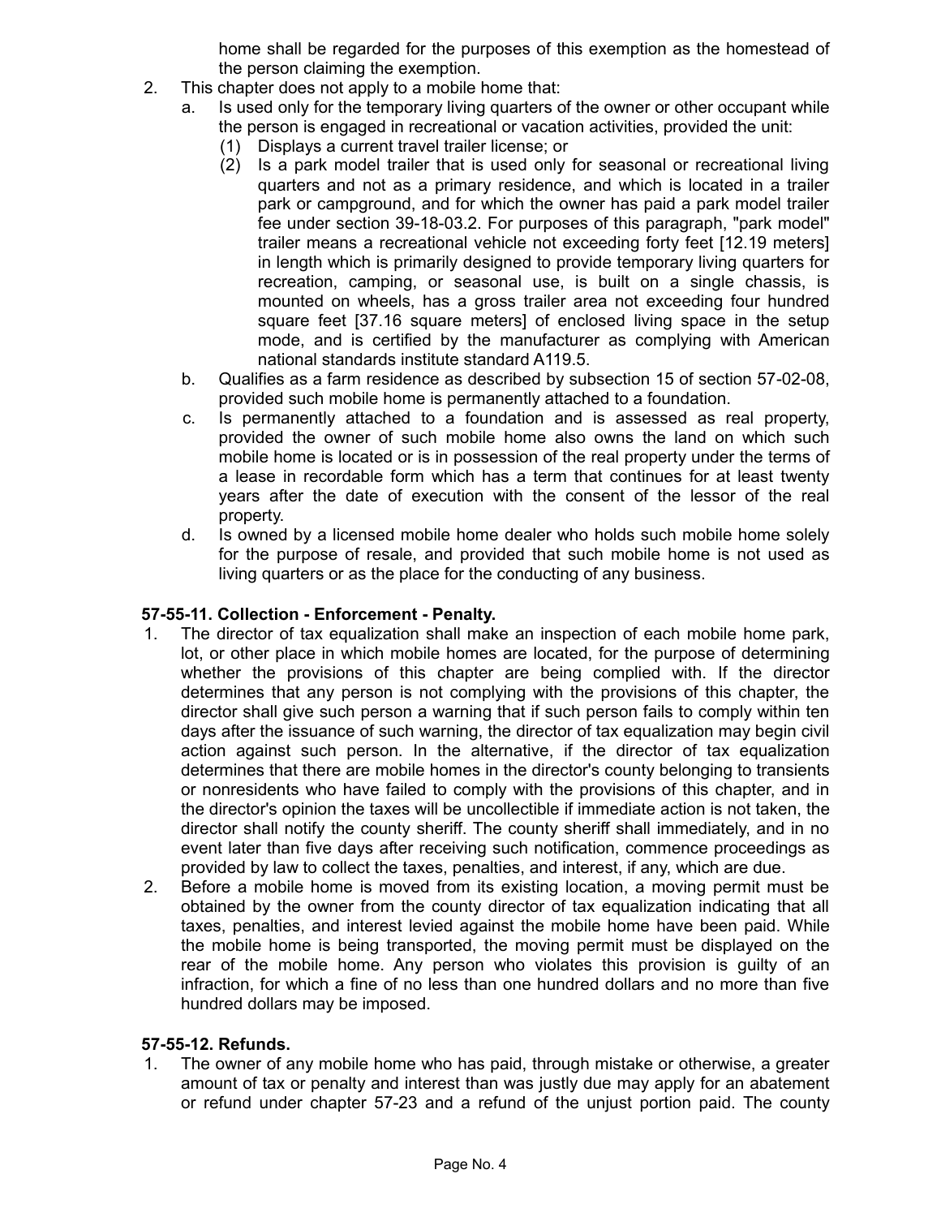home shall be regarded for the purposes of this exemption as the homestead of the person claiming the exemption.

2. This chapter does not apply to a mobile home that:
   a. Is used only for the temporary living quarters of the owner or other occupant while the person is engaged in recreational or vacation activities, provided the unit:
      (1) Displays a current travel trailer license; or
      (2) Is a park model trailer that is used only for seasonal or recreational living quarters and not as a primary residence, and which is located in a trailer park or campground, and for which the owner has paid a park model trailer fee under section 39-18-03.2. For purposes of this paragraph, "park model" trailer means a recreational vehicle not exceeding forty feet [12.19 meters] in length which is primarily designed to provide temporary living quarters for recreation, camping, or seasonal use, is built on a single chassis, is mounted on wheels, has a gross trailer area not exceeding four hundred square feet [37.16 square meters] of enclosed living space in the setup mode, and is certified by the manufacturer as complying with American national standards institute standard A119.5.
   b. Qualifies as a farm residence as described by subsection 15 of section 57-02-08, provided such mobile home is permanently attached to a foundation.
   c. Is permanently attached to a foundation and is assessed as real property, provided the owner of such mobile home also owns the land on which such mobile home is located or is in possession of the real property under the terms of a lease in recordable form which has a term that continues for at least twenty years after the date of execution with the consent of the lessor of the real property.
   d. Is owned by a licensed mobile home dealer who holds such mobile home solely for the purpose of resale, and provided that such mobile home is not used as living quarters or as the place for the conducting of any business.

**57-55-11. Collection - Enforcement - Penalty.**

1. The director of tax equalization shall make an inspection of each mobile home park, lot, or other place in which mobile homes are located, for the purpose of determining whether the provisions of this chapter are being complied with. If the director determines that any person is not complying with the provisions of this chapter, the director shall give such person a warning that if such person fails to comply within ten days after the issuance of such warning, the director of tax equalization may begin civil action against such person. In the alternative, if the director of tax equalization determines that there are mobile homes in the director's county belonging to transients or nonresidents who have failed to comply with the provisions of this chapter, and in the director's opinion the taxes will be uncollectible if immediate action is not taken, the director shall notify the county sheriff. The county sheriff shall immediately, and in no event later than five days after receiving such notification, commence proceedings as provided by law to collect the taxes, penalties, and interest, if any, which are due.
2. Before a mobile home is moved from its existing location, a moving permit must be obtained by the owner from the county director of tax equalization indicating that all taxes, penalties, and interest levied against the mobile home have been paid. While the mobile home is being transported, the moving permit must be displayed on the rear of the mobile home. Any person who violates this provision is guilty of an infraction, for which a fine of no less than one hundred dollars and no more than five hundred dollars may be imposed.

**57-55-12. Refunds.**

1. The owner of any mobile home who has paid, through mistake or otherwise, a greater amount of tax or penalty and interest than was justly due may apply for an abatement or refund under chapter 57-23 and a refund of the unjust portion paid. The county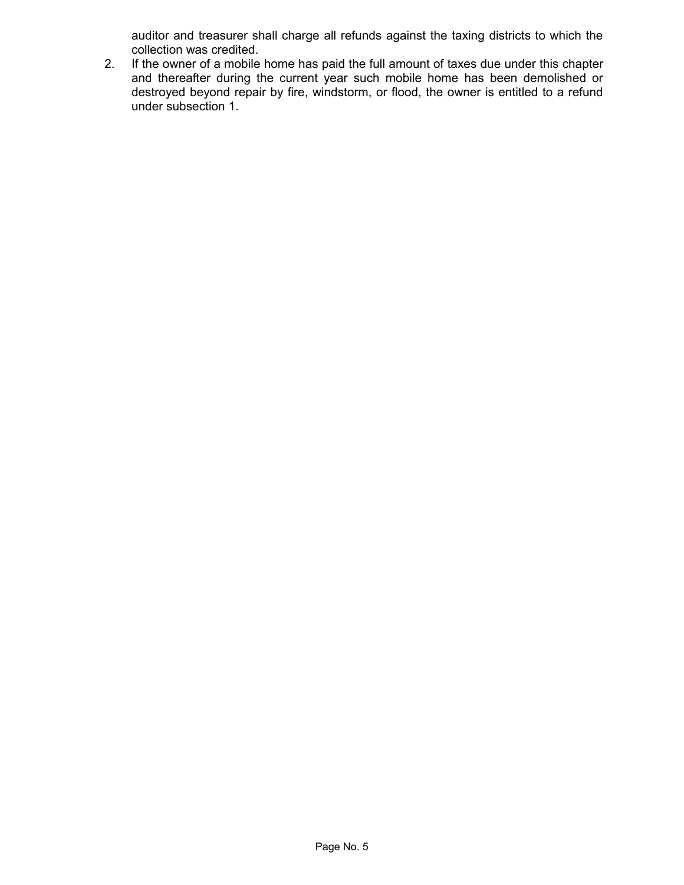auditor and treasurer shall charge all refunds against the taxing districts to which the collection was credited.

2. If the owner of a mobile home has paid the full amount of taxes due under this chapter and thereafter during the current year such mobile home has been demolished or destroyed beyond repair by fire, windstorm, or flood, the owner is entitled to a refund under subsection 1.